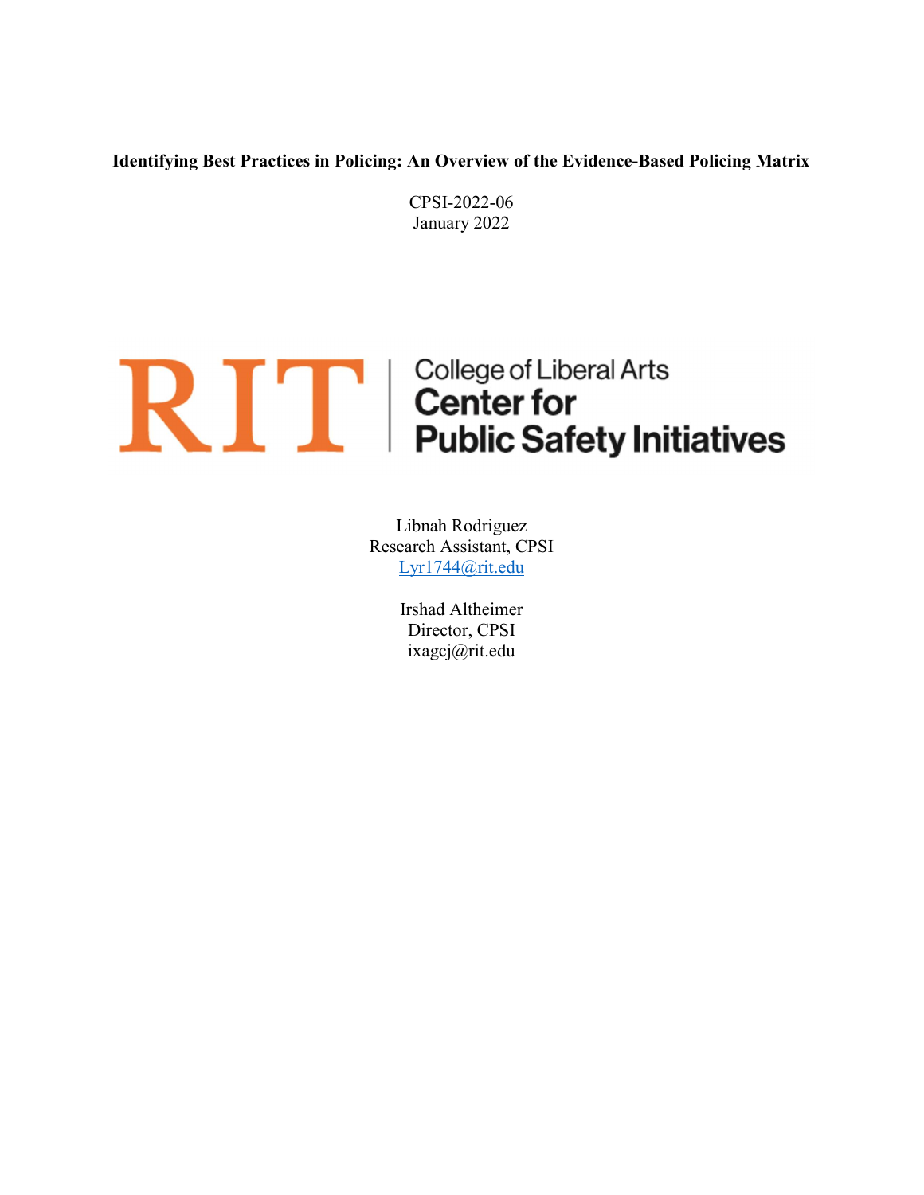# Identifying Best Practices in Policing: An Overview of the Evidence-Based Policing Matrix

CPSI-2022-06
January 2022

RIT | College of Liberal Arts
**Center for Public Safety Initiatives**

Libnah Rodriguez
Research Assistant, CPSI
Lyr1744@rit.edu

Irshad Altheimer
Director, CPSI
ixagcj@rit.edu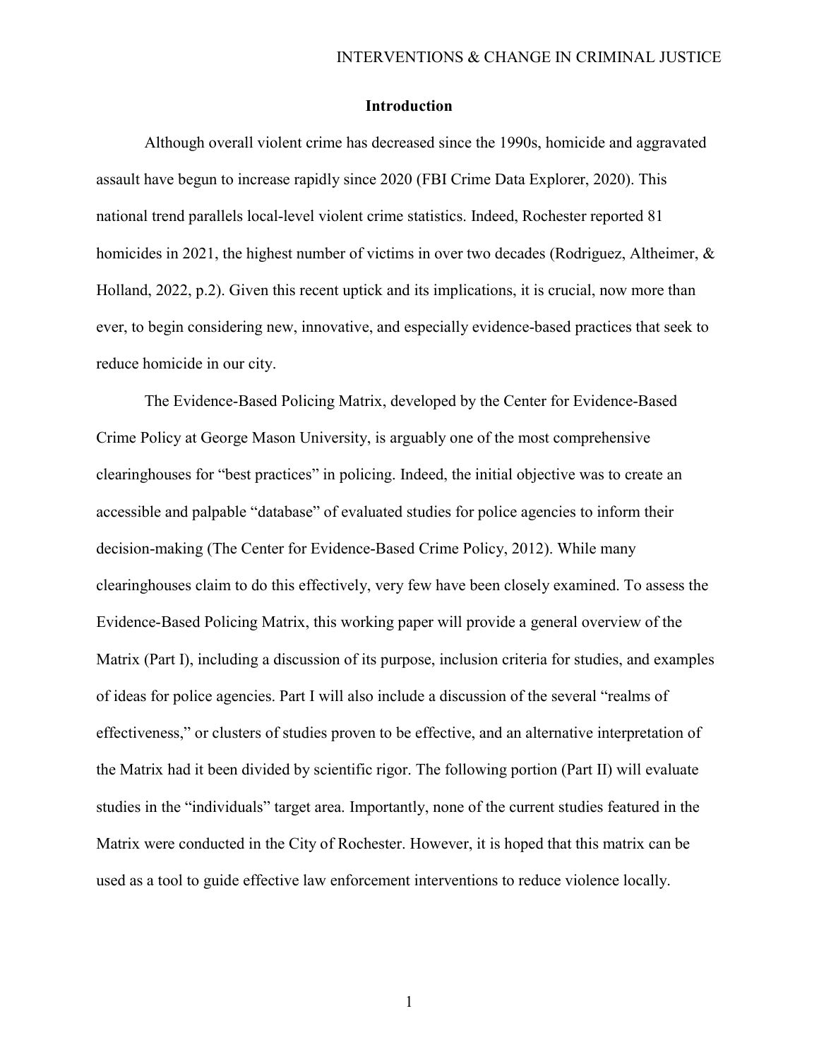## Introduction

Although overall violent crime has decreased since the 1990s, homicide and aggravated assault have begun to increase rapidly since 2020 (FBI Crime Data Explorer, 2020). This national trend parallels local-level violent crime statistics. Indeed, Rochester reported 81 homicides in 2021, the highest number of victims in over two decades (Rodriguez, Altheimer, & Holland, 2022, p.2). Given this recent uptick and its implications, it is crucial, now more than ever, to begin considering new, innovative, and especially evidence-based practices that seek to reduce homicide in our city.

The Evidence-Based Policing Matrix, developed by the Center for Evidence-Based Crime Policy at George Mason University, is arguably one of the most comprehensive clearinghouses for "best practices" in policing. Indeed, the initial objective was to create an accessible and palpable "database" of evaluated studies for police agencies to inform their decision-making (The Center for Evidence-Based Crime Policy, 2012). While many clearinghouses claim to do this effectively, very few have been closely examined. To assess the Evidence-Based Policing Matrix, this working paper will provide a general overview of the Matrix (Part I), including a discussion of its purpose, inclusion criteria for studies, and examples of ideas for police agencies. Part I will also include a discussion of the several "realms of effectiveness," or clusters of studies proven to be effective, and an alternative interpretation of the Matrix had it been divided by scientific rigor. The following portion (Part II) will evaluate studies in the "individuals" target area. Importantly, none of the current studies featured in the Matrix were conducted in the City of Rochester. However, it is hoped that this matrix can be used as a tool to guide effective law enforcement interventions to reduce violence locally.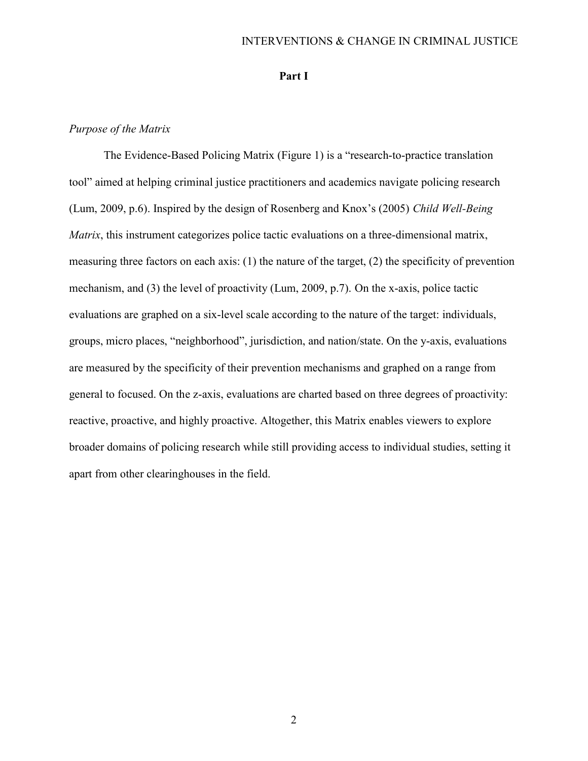## Part I

*Purpose of the Matrix*

The Evidence-Based Policing Matrix (Figure 1) is a "research-to-practice translation tool" aimed at helping criminal justice practitioners and academics navigate policing research (Lum, 2009, p.6). Inspired by the design of Rosenberg and Knox's (2005) *Child Well-Being Matrix*, this instrument categorizes police tactic evaluations on a three-dimensional matrix, measuring three factors on each axis: (1) the nature of the target, (2) the specificity of prevention mechanism, and (3) the level of proactivity (Lum, 2009, p.7). On the x-axis, police tactic evaluations are graphed on a six-level scale according to the nature of the target: individuals, groups, micro places, "neighborhood", jurisdiction, and nation/state. On the y-axis, evaluations are measured by the specificity of their prevention mechanisms and graphed on a range from general to focused. On the z-axis, evaluations are charted based on three degrees of proactivity: reactive, proactive, and highly proactive. Altogether, this Matrix enables viewers to explore broader domains of policing research while still providing access to individual studies, setting it apart from other clearinghouses in the field.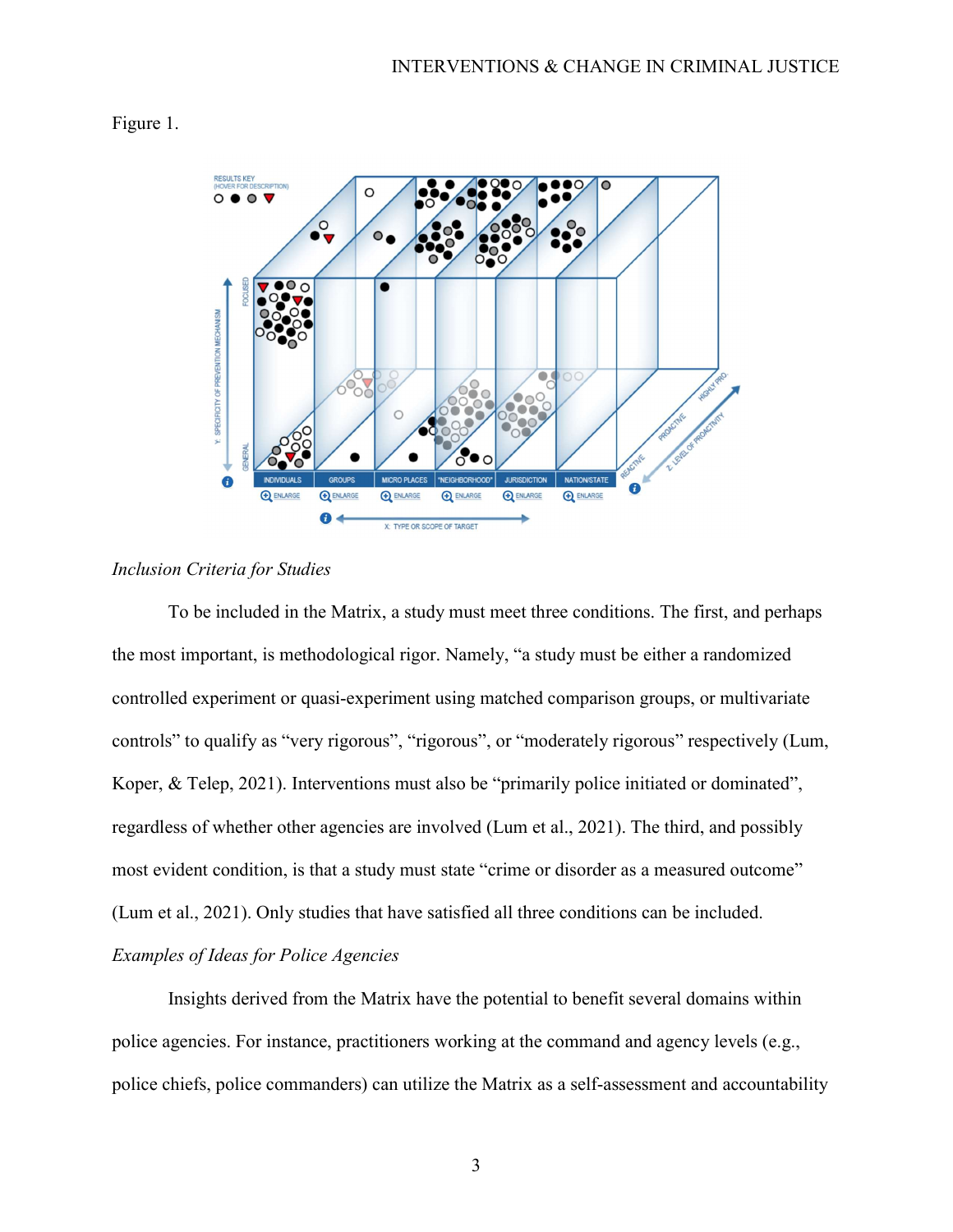Figure 1.

*Inclusion Criteria for Studies*

To be included in the Matrix, a study must meet three conditions. The first, and perhaps the most important, is methodological rigor. Namely, "a study must be either a randomized controlled experiment or quasi-experiment using matched comparison groups, or multivariate controls" to qualify as "very rigorous", "rigorous", or "moderately rigorous" respectively (Lum, Koper, & Telep, 2021). Interventions must also be "primarily police initiated or dominated", regardless of whether other agencies are involved (Lum et al., 2021). The third, and possibly most evident condition, is that a study must state "crime or disorder as a measured outcome" (Lum et al., 2021). Only studies that have satisfied all three conditions can be included.

*Examples of Ideas for Police Agencies*

Insights derived from the Matrix have the potential to benefit several domains within police agencies. For instance, practitioners working at the command and agency levels (e.g., police chiefs, police commanders) can utilize the Matrix as a self-assessment and accountability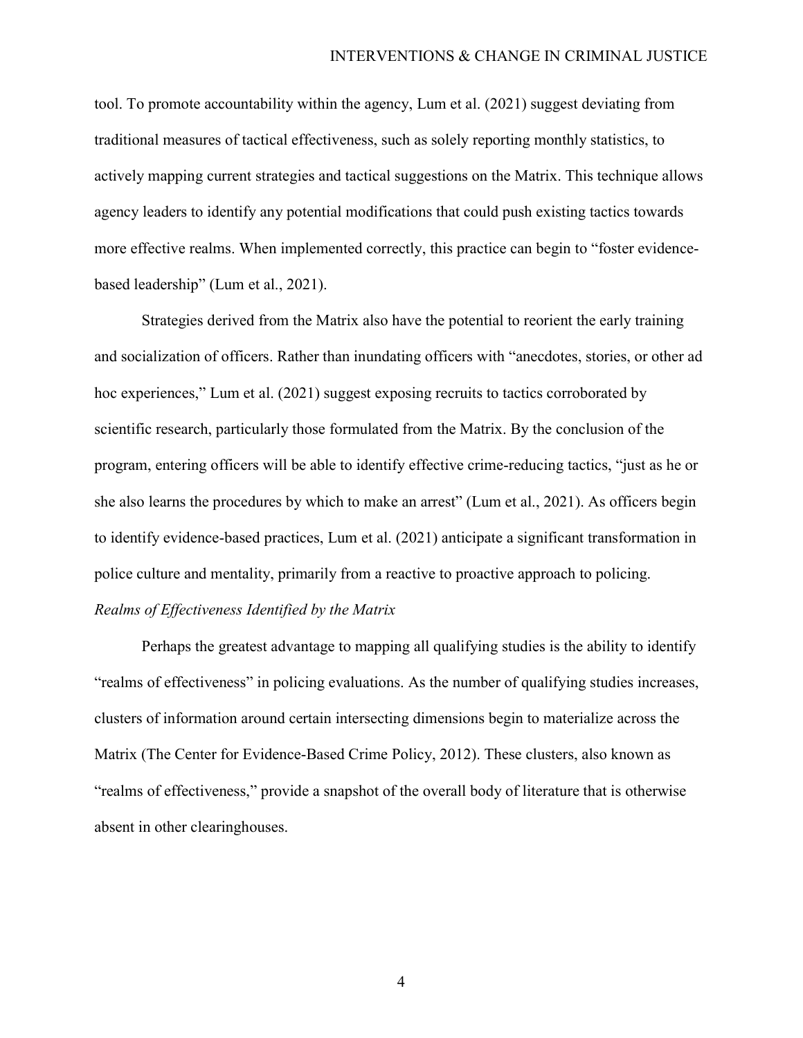tool. To promote accountability within the agency, Lum et al. (2021) suggest deviating from traditional measures of tactical effectiveness, such as solely reporting monthly statistics, to actively mapping current strategies and tactical suggestions on the Matrix. This technique allows agency leaders to identify any potential modifications that could push existing tactics towards more effective realms. When implemented correctly, this practice can begin to "foster evidence-based leadership" (Lum et al., 2021).

Strategies derived from the Matrix also have the potential to reorient the early training and socialization of officers. Rather than inundating officers with "anecdotes, stories, or other ad hoc experiences," Lum et al. (2021) suggest exposing recruits to tactics corroborated by scientific research, particularly those formulated from the Matrix. By the conclusion of the program, entering officers will be able to identify effective crime-reducing tactics, "just as he or she also learns the procedures by which to make an arrest" (Lum et al., 2021). As officers begin to identify evidence-based practices, Lum et al. (2021) anticipate a significant transformation in police culture and mentality, primarily from a reactive to proactive approach to policing.

*Realms of Effectiveness Identified by the Matrix*

Perhaps the greatest advantage to mapping all qualifying studies is the ability to identify "realms of effectiveness" in policing evaluations. As the number of qualifying studies increases, clusters of information around certain intersecting dimensions begin to materialize across the Matrix (The Center for Evidence-Based Crime Policy, 2012). These clusters, also known as "realms of effectiveness," provide a snapshot of the overall body of literature that is otherwise absent in other clearinghouses.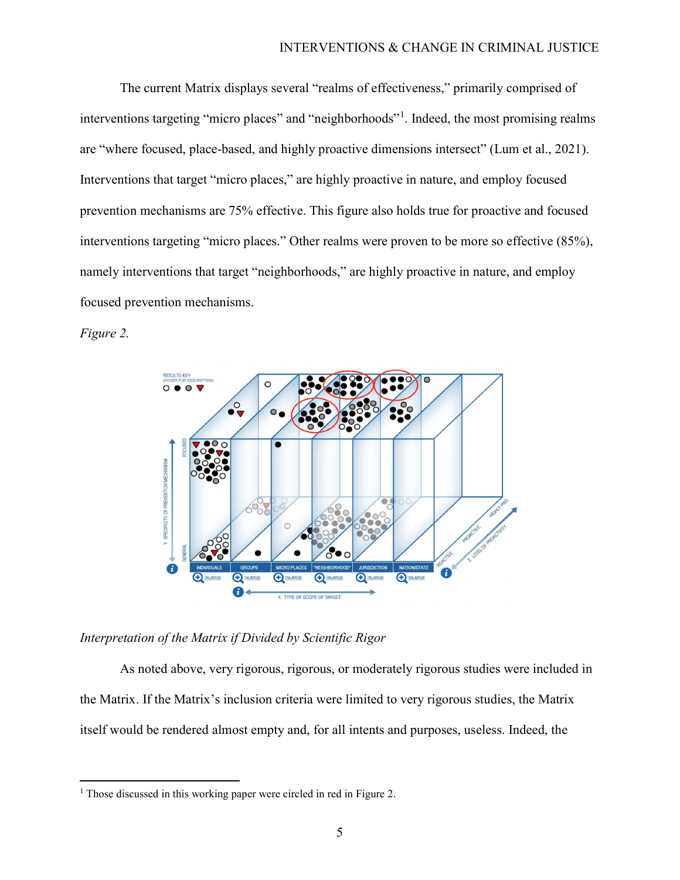The current Matrix displays several "realms of effectiveness," primarily comprised of interventions targeting "micro places" and "neighborhoods"[1]. Indeed, the most promising realms are "where focused, place-based, and highly proactive dimensions intersect" (Lum et al., 2021). Interventions that target "micro places," are highly proactive in nature, and employ focused prevention mechanisms are 75% effective. This figure also holds true for proactive and focused interventions targeting "micro places." Other realms were proven to be more so effective (85%), namely interventions that target "neighborhoods," are highly proactive in nature, and employ focused prevention mechanisms.

*Figure 2.*

*Interpretation of the Matrix if Divided by Scientific Rigor*

As noted above, very rigorous, rigorous, or moderately rigorous studies were included in the Matrix. If the Matrix's inclusion criteria were limited to very rigorous studies, the Matrix itself would be rendered almost empty and, for all intents and purposes, useless. Indeed, the

[1] Those discussed in this working paper were circled in red in Figure 2.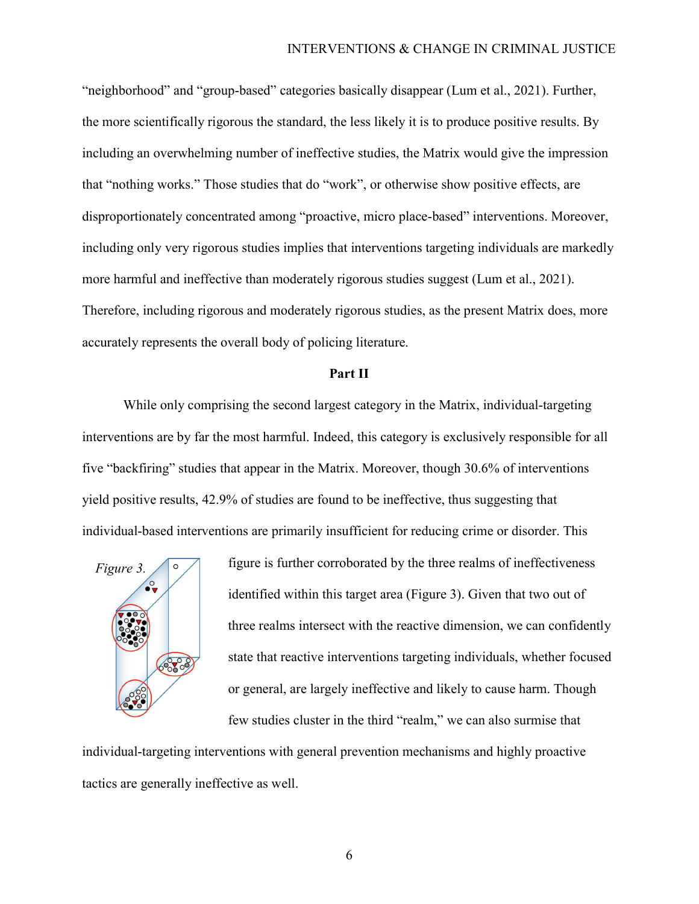"neighborhood" and "group-based" categories basically disappear (Lum et al., 2021). Further, the more scientifically rigorous the standard, the less likely it is to produce positive results. By including an overwhelming number of ineffective studies, the Matrix would give the impression that "nothing works." Those studies that do "work", or otherwise show positive effects, are disproportionately concentrated among "proactive, micro place-based" interventions. Moreover, including only very rigorous studies implies that interventions targeting individuals are markedly more harmful and ineffective than moderately rigorous studies suggest (Lum et al., 2021). Therefore, including rigorous and moderately rigorous studies, as the present Matrix does, more accurately represents the overall body of policing literature.

## Part II

While only comprising the second largest category in the Matrix, individual-targeting interventions are by far the most harmful. Indeed, this category is exclusively responsible for all five "backfiring" studies that appear in the Matrix. Moreover, though 30.6% of interventions yield positive results, 42.9% of studies are found to be ineffective, thus suggesting that individual-based interventions are primarily insufficient for reducing crime or disorder. This figure is further corroborated by the three realms of ineffectiveness identified within this target area (Figure 3). Given that two out of three realms intersect with the reactive dimension, we can confidently state that reactive interventions targeting individuals, whether focused or general, are largely ineffective and likely to cause harm. Though few studies cluster in the third "realm," we can also surmise that individual-targeting interventions with general prevention mechanisms and highly proactive tactics are generally ineffective as well.

*Figure 3.*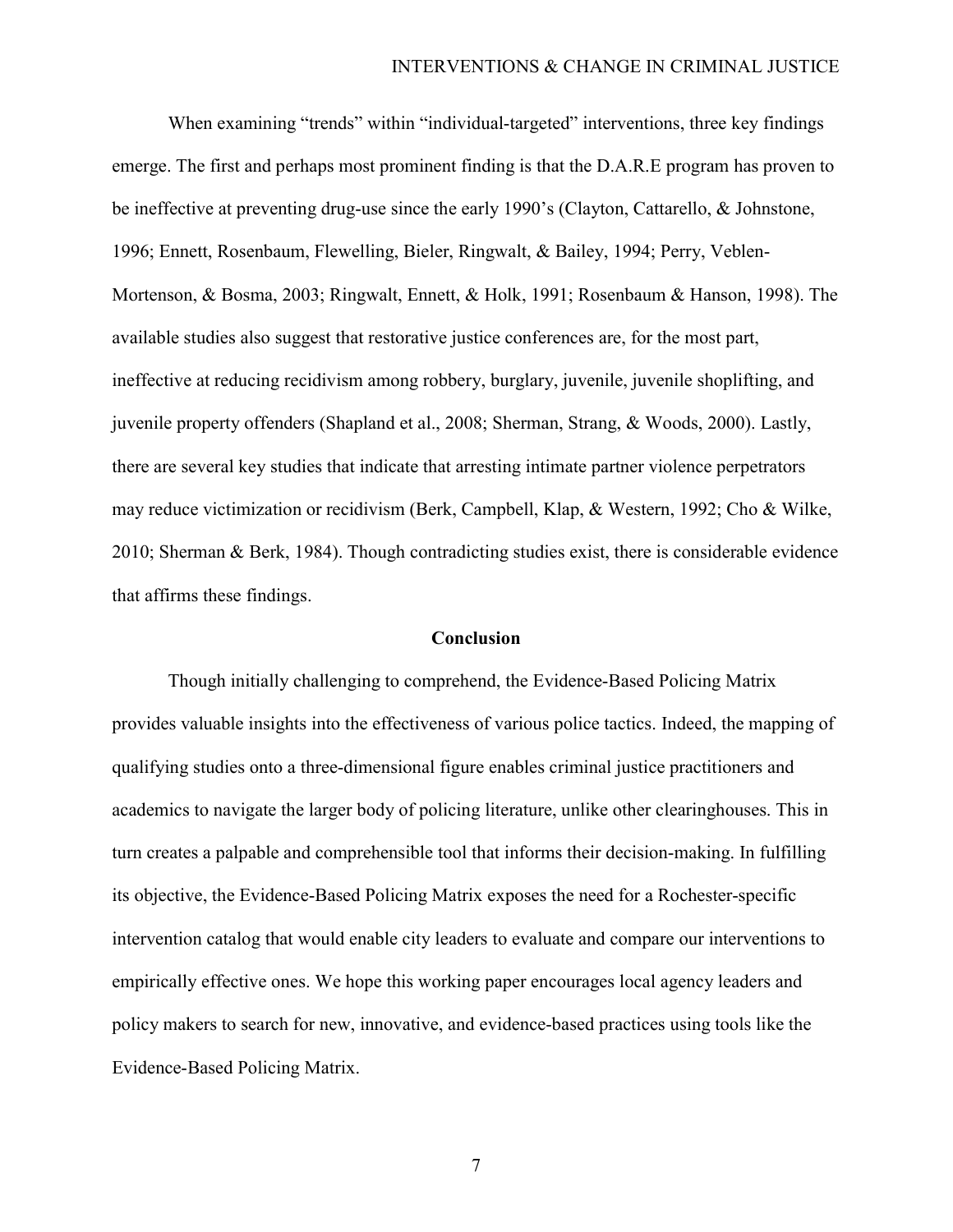When examining "trends" within "individual-targeted" interventions, three key findings emerge. The first and perhaps most prominent finding is that the D.A.R.E program has proven to be ineffective at preventing drug-use since the early 1990's (Clayton, Cattarello, & Johnstone, 1996; Ennett, Rosenbaum, Flewelling, Bieler, Ringwalt, & Bailey, 1994; Perry, Veblen-Mortenson, & Bosma, 2003; Ringwalt, Ennett, & Holk, 1991; Rosenbaum & Hanson, 1998). The available studies also suggest that restorative justice conferences are, for the most part, ineffective at reducing recidivism among robbery, burglary, juvenile, juvenile shoplifting, and juvenile property offenders (Shapland et al., 2008; Sherman, Strang, & Woods, 2000). Lastly, there are several key studies that indicate that arresting intimate partner violence perpetrators may reduce victimization or recidivism (Berk, Campbell, Klap, & Western, 1992; Cho & Wilke, 2010; Sherman & Berk, 1984). Though contradicting studies exist, there is considerable evidence that affirms these findings.

## Conclusion

Though initially challenging to comprehend, the Evidence-Based Policing Matrix provides valuable insights into the effectiveness of various police tactics. Indeed, the mapping of qualifying studies onto a three-dimensional figure enables criminal justice practitioners and academics to navigate the larger body of policing literature, unlike other clearinghouses. This in turn creates a palpable and comprehensible tool that informs their decision-making. In fulfilling its objective, the Evidence-Based Policing Matrix exposes the need for a Rochester-specific intervention catalog that would enable city leaders to evaluate and compare our interventions to empirically effective ones. We hope this working paper encourages local agency leaders and policy makers to search for new, innovative, and evidence-based practices using tools like the Evidence-Based Policing Matrix.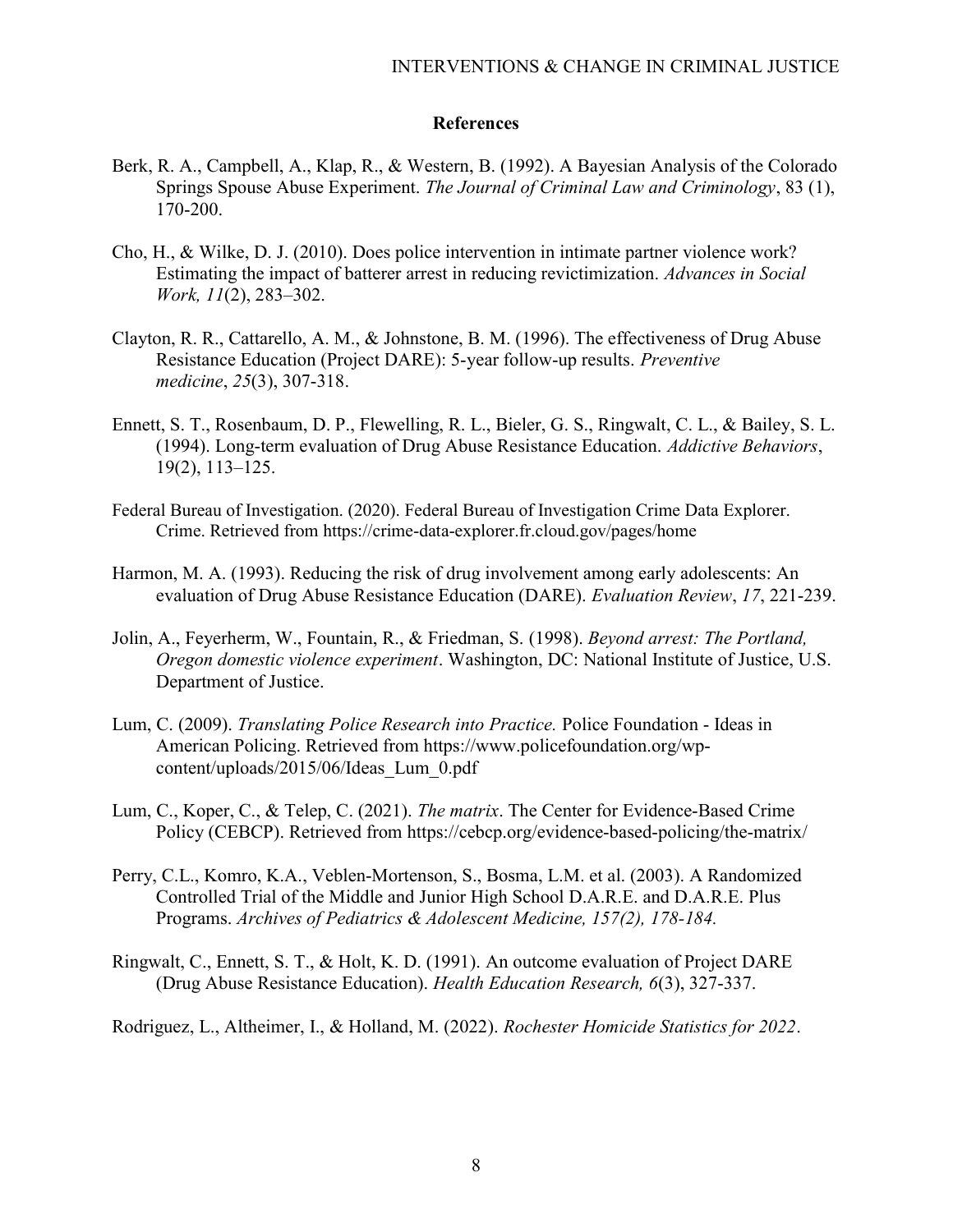## References

Berk, R. A., Campbell, A., Klap, R., & Western, B. (1992). A Bayesian Analysis of the Colorado Springs Spouse Abuse Experiment. *The Journal of Criminal Law and Criminology*, 83 (1), 170-200.

Cho, H., & Wilke, D. J. (2010). Does police intervention in intimate partner violence work? Estimating the impact of batterer arrest in reducing revictimization. *Advances in Social Work, 11*(2), 283–302.

Clayton, R. R., Cattarello, A. M., & Johnstone, B. M. (1996). The effectiveness of Drug Abuse Resistance Education (Project DARE): 5-year follow-up results. *Preventive medicine*, *25*(3), 307-318.

Ennett, S. T., Rosenbaum, D. P., Flewelling, R. L., Bieler, G. S., Ringwalt, C. L., & Bailey, S. L. (1994). Long-term evaluation of Drug Abuse Resistance Education. *Addictive Behaviors*, 19(2), 113–125.

Federal Bureau of Investigation. (2020). Federal Bureau of Investigation Crime Data Explorer. Crime. Retrieved from https://crime-data-explorer.fr.cloud.gov/pages/home

Harmon, M. A. (1993). Reducing the risk of drug involvement among early adolescents: An evaluation of Drug Abuse Resistance Education (DARE). *Evaluation Review*, *17*, 221-239.

Jolin, A., Feyerherm, W., Fountain, R., & Friedman, S. (1998). *Beyond arrest: The Portland, Oregon domestic violence experiment*. Washington, DC: National Institute of Justice, U.S. Department of Justice.

Lum, C. (2009). *Translating Police Research into Practice.* Police Foundation - Ideas in American Policing. Retrieved from https://www.policefoundation.org/wp-content/uploads/2015/06/Ideas_Lum_0.pdf

Lum, C., Koper, C., & Telep, C. (2021). *The matrix*. The Center for Evidence-Based Crime Policy (CEBCP). Retrieved from https://cebcp.org/evidence-based-policing/the-matrix/

Perry, C.L., Komro, K.A., Veblen-Mortenson, S., Bosma, L.M. et al. (2003). A Randomized Controlled Trial of the Middle and Junior High School D.A.R.E. and D.A.R.E. Plus Programs. *Archives of Pediatrics & Adolescent Medicine, 157(2), 178-184.*

Ringwalt, C., Ennett, S. T., & Holt, K. D. (1991). An outcome evaluation of Project DARE (Drug Abuse Resistance Education). *Health Education Research, 6*(3), 327-337.

Rodriguez, L., Altheimer, I., & Holland, M. (2022). *Rochester Homicide Statistics for 2022*.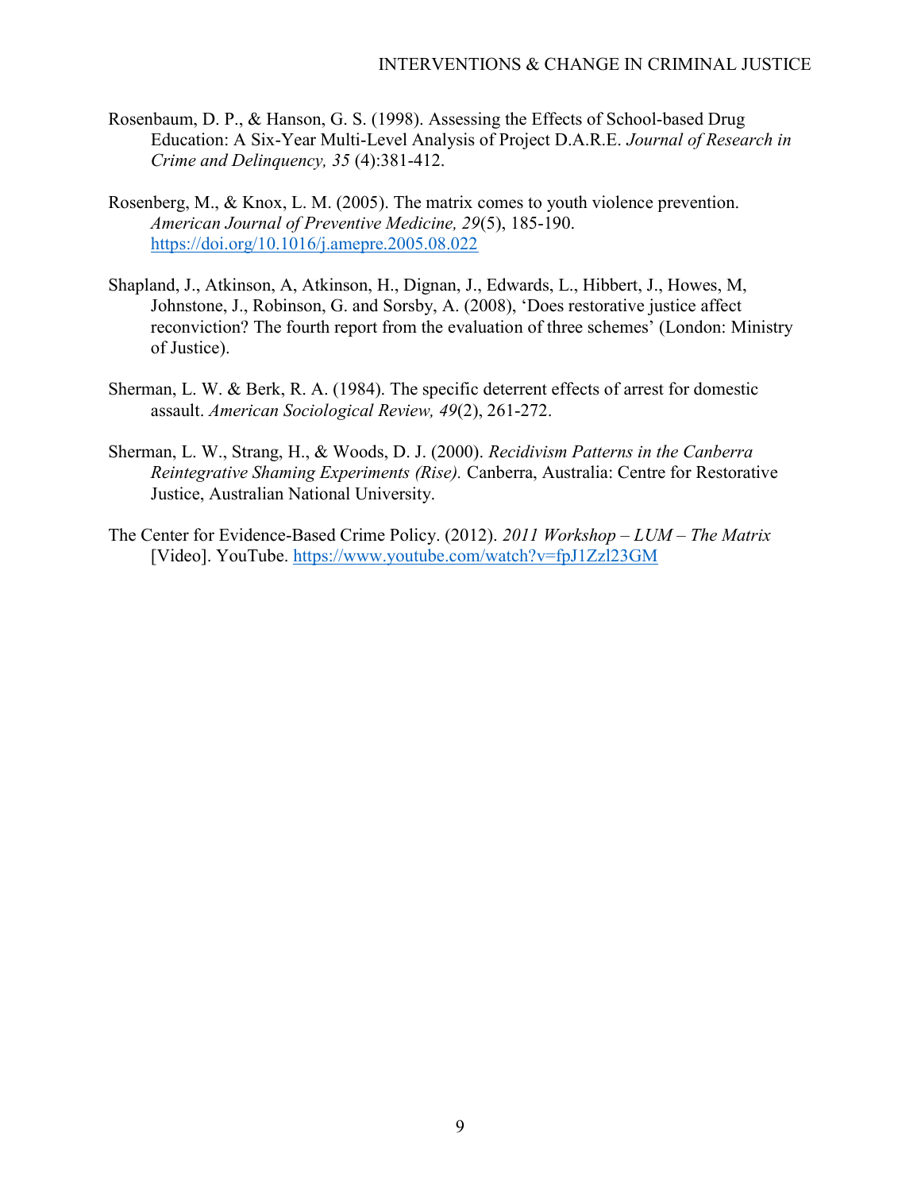Rosenbaum, D. P., & Hanson, G. S. (1998). Assessing the Effects of School-based Drug Education: A Six-Year Multi-Level Analysis of Project D.A.R.E. *Journal of Research in Crime and Delinquency, 35* (4):381-412.

Rosenberg, M., & Knox, L. M. (2005). The matrix comes to youth violence prevention. *American Journal of Preventive Medicine, 29*(5), 185-190. https://doi.org/10.1016/j.amepre.2005.08.022

Shapland, J., Atkinson, A, Atkinson, H., Dignan, J., Edwards, L., Hibbert, J., Howes, M, Johnstone, J., Robinson, G. and Sorsby, A. (2008), 'Does restorative justice affect reconviction? The fourth report from the evaluation of three schemes' (London: Ministry of Justice).

Sherman, L. W. & Berk, R. A. (1984). The specific deterrent effects of arrest for domestic assault. *American Sociological Review, 49*(2), 261-272.

Sherman, L. W., Strang, H., & Woods, D. J. (2000). *Recidivism Patterns in the Canberra Reintegrative Shaming Experiments (Rise).* Canberra, Australia: Centre for Restorative Justice, Australian National University.

The Center for Evidence-Based Crime Policy. (2012). *2011 Workshop – LUM – The Matrix* [Video]. YouTube. https://www.youtube.com/watch?v=fpJ1Zzl23GM